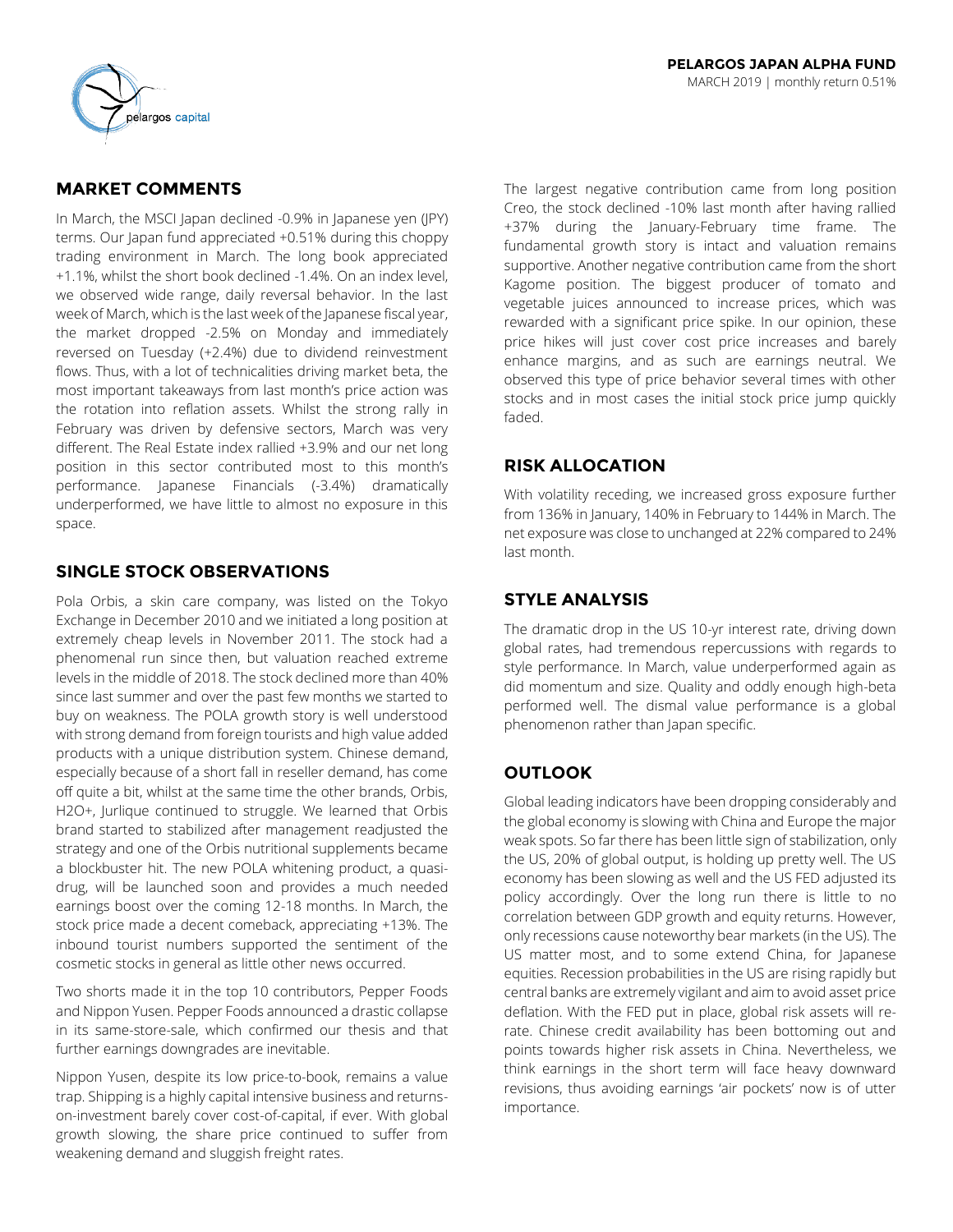**PELARGOS JAPAN ALPHA FUND**

MARCH 2019 | monthly return 0.51%

## MARKET COMMENTS

In March, the MSCI Japan declined -0.9% in Japanese yen (JPY) terms. Our Japan fund appreciated +0.51% during this choppy trading environment in March. The long book appreciated +1.1%, whilst the short book declined -1.4%. On an index level, we observed wide range, daily reversal behavior. In the last week of March, which is the last week of the Japanese fiscal year, the market dropped -2.5% on Monday and immediately reversed on Tuesday (+2.4%) due to dividend reinvestment flows. Thus, with a lot of technicalities driving market beta, the most important takeaways from last month's price action was the rotation into reflation assets. Whilst the strong rally in February was driven by defensive sectors, March was very different. The Real Estate index rallied +3.9% and our net long position in this sector contributed most to this month's performance. Japanese Financials (-3.4%) dramatically underperformed, we have little to almost no exposure in this space.

## SINGLE STOCK OBSERVATIONS

Pola Orbis, a skin care company, was listed on the Tokyo Exchange in December 2010 and we initiated a long position at extremely cheap levels in November 2011. The stock had a phenomenal run since then, but valuation reached extreme levels in the middle of 2018. The stock declined more than 40% since last summer and over the past few months we started to buy on weakness. The POLA growth story is well understood with strong demand from foreign tourists and high value added products with a unique distribution system. Chinese demand, especially because of a short fall in reseller demand, has come off quite a bit, whilst at the same time the other brands, Orbis, H2O+, Jurlique continued to struggle. We learned that Orbis brand started to stabilized after management readjusted the strategy and one of the Orbis nutritional supplements became a blockbuster hit. The new POLA whitening product, a quasi-drug, will be launched soon and provides a much needed earnings boost over the coming 12-18 months. In March, the stock price made a decent comeback, appreciating +13%. The inbound tourist numbers supported the sentiment of the cosmetic stocks in general as little other news occurred.

Two shorts made it in the top 10 contributors, Pepper Foods and Nippon Yusen. Pepper Foods announced a drastic collapse in its same-store-sale, which confirmed our thesis and that further earnings downgrades are inevitable.

Nippon Yusen, despite its low price-to-book, remains a value trap. Shipping is a highly capital intensive business and returns-on-investment barely cover cost-of-capital, if ever. With global growth slowing, the share price continued to suffer from weakening demand and sluggish freight rates.

The largest negative contribution came from long position Creo, the stock declined -10% last month after having rallied +37% during the January-February time frame. The fundamental growth story is intact and valuation remains supportive. Another negative contribution came from the short Kagome position. The biggest producer of tomato and vegetable juices announced to increase prices, which was rewarded with a significant price spike. In our opinion, these price hikes will just cover cost price increases and barely enhance margins, and as such are earnings neutral. We observed this type of price behavior several times with other stocks and in most cases the initial stock price jump quickly faded.

## RISK ALLOCATION

With volatility receding, we increased gross exposure further from 136% in January, 140% in February to 144% in March. The net exposure was close to unchanged at 22% compared to 24% last month.

## STYLE ANALYSIS

The dramatic drop in the US 10-yr interest rate, driving down global rates, had tremendous repercussions with regards to style performance. In March, value underperformed again as did momentum and size. Quality and oddly enough high-beta performed well. The dismal value performance is a global phenomenon rather than Japan specific.

## OUTLOOK

Global leading indicators have been dropping considerably and the global economy is slowing with China and Europe the major weak spots. So far there has been little sign of stabilization, only the US, 20% of global output, is holding up pretty well. The US economy has been slowing as well and the US FED adjusted its policy accordingly. Over the long run there is little to no correlation between GDP growth and equity returns. However, only recessions cause noteworthy bear markets (in the US). The US matter most, and to some extend China, for Japanese equities. Recession probabilities in the US are rising rapidly but central banks are extremely vigilant and aim to avoid asset price deflation. With the FED put in place, global risk assets will re-rate. Chinese credit availability has been bottoming out and points towards higher risk assets in China. Nevertheless, we think earnings in the short term will face heavy downward revisions, thus avoiding earnings 'air pockets' now is of utter importance.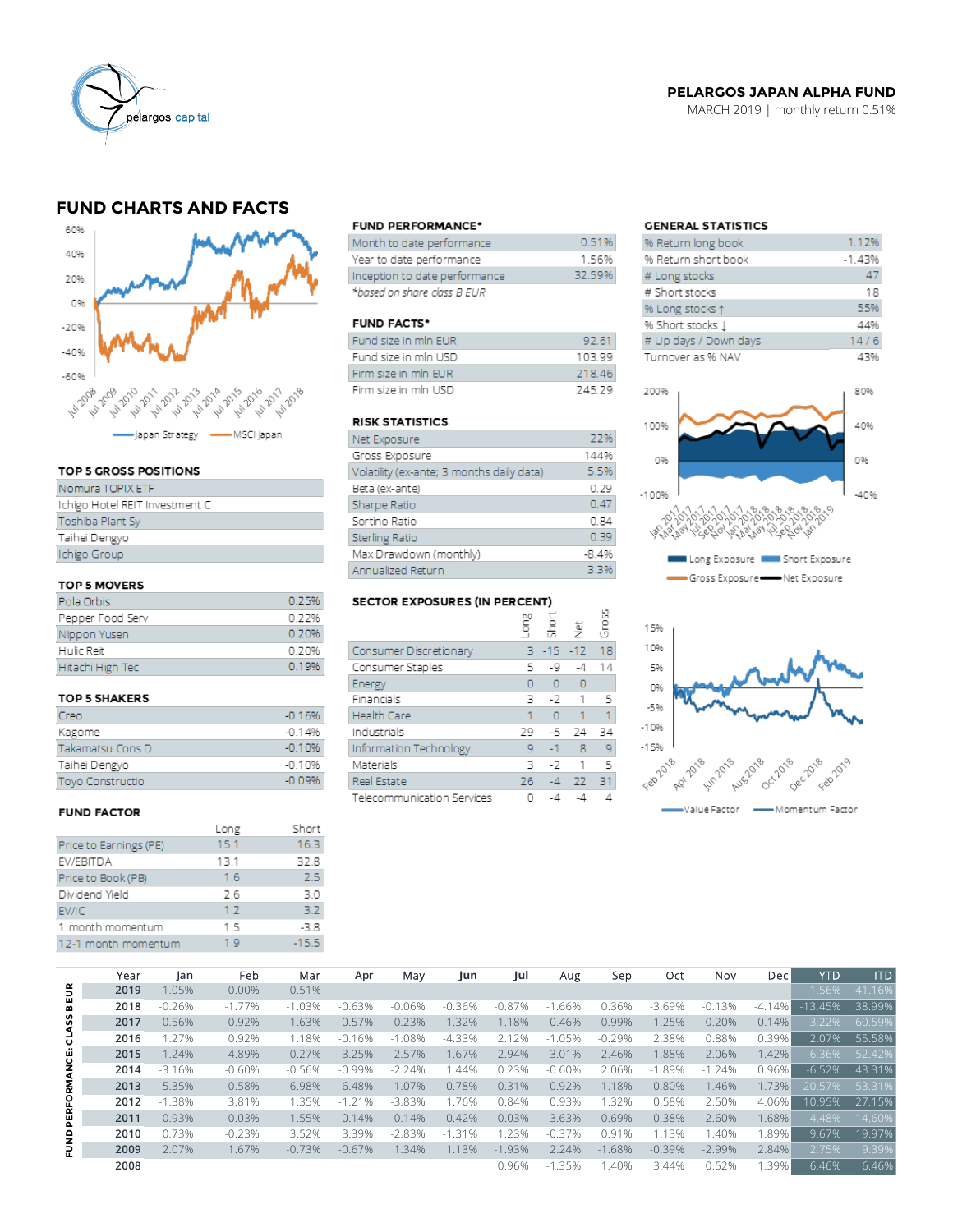**PELARGOS JAPAN ALPHA FUND**
MARCH 2019 | monthly return 0.51%

## FUND CHARTS AND FACTS

### FUND PERFORMANCE*

| | |
|---|---|
| Month to date performance | 0.51% |
| Year to date performance | 1.56% |
| Inception to date performance | 32.59% |

*based on share class B EUR*

### FUND FACTS*

| | |
|---|---|
| Fund size in mln EUR | 92.61 |
| Fund size in mln USD | 103.99 |
| Firm size in mln EUR | 218.46 |
| Firm size in mln USD | 245.29 |

### RISK STATISTICS

| | |
|---|---|
| Net Exposure | 22% |
| Gross Exposure | 144% |
| Volatility (ex-ante; 3 months daily data) | 5.5% |
| Beta (ex-ante) | 0.29 |
| Sharpe Ratio | 0.47 |
| Sortino Ratio | 0.84 |
| Sterling Ratio | 0.39 |
| Max Drawdown (monthly) | -8.4% |
| Annualized Return | 3.3% |

### GENERAL STATISTICS

| | |
|---|---|
| % Return long book | 1.12% |
| % Return short book | -1.43% |
| # Long stocks | 47 |
| # Short stocks | 18 |
| % Long stocks ↑ | 55% |
| % Short stocks ↓ | 44% |
| # Up days / Down days | 14 / 6 |
| Turnover as % NAV | 43% |

### TOP 5 GROSS POSITIONS

- Nomura TOPIX ETF
- Ichigo Hotel REIT Investment C
- Toshiba Plant Sy
- Taihei Dengyo
- Ichigo Group

### TOP 5 MOVERS

| | |
|---|---|
| Pola Orbis | 0.25% |
| Pepper Food Serv | 0.22% |
| Nippon Yusen | 0.20% |
| Hulic Reit | 0.20% |
| Hitachi High Tec | 0.19% |

### TOP 5 SHAKERS

| | |
|---|---|
| Creo | -0.16% |
| Kagome | -0.14% |
| Takamatsu Cons D | -0.10% |
| Taihei Dengyo | -0.10% |
| Toyo Constructio | -0.09% |

### SECTOR EXPOSURES (IN PERCENT)

| | Long | Short | Net | Gross |
|---|---|---|---|---|
| Consumer Discretionary | 3 | -15 | -12 | 18 |
| Consumer Staples | 5 | -9 | -4 | 14 |
| Energy | 0 | 0 | 0 | |
| Financials | 3 | -2 | 1 | 5 |
| Health Care | 1 | 0 | 1 | 1 |
| Industrials | 29 | -5 | 24 | 34 |
| Information Technology | 9 | -1 | 8 | 9 |
| Materials | 3 | -2 | 1 | 5 |
| Real Estate | 26 | -4 | 22 | 31 |
| Telecommunication Services | 0 | -4 | -4 | 4 |

### FUND FACTOR

| | Long | Short |
|---|---|---|
| Price to Earnings (PE) | 15.1 | 16.3 |
| EV/EBITDA | 13.1 | 32.8 |
| Price to Book (PB) | 1.6 | 2.5 |
| Dividend Yield | 2.6 | 3.0 |
| EV/IC | 1.2 | 3.2 |
| 1 month momentum | 1.5 | -3.8 |
| 12-1 month momentum | 1.9 | -15.5 |

### FUND PERFORMANCE: CLASS B EUR

| Year | Jan | Feb | Mar | Apr | May | Jun | Jul | Aug | Sep | Oct | Nov | Dec | YTD | ITD |
|---|---|---|---|---|---|---|---|---|---|---|---|---|---|---|
| 2019 | 1.05% | 0.00% | 0.51% | | | | | | | | | | 1.56% | 41.16% |
| 2018 | -0.26% | -1.77% | -1.03% | -0.63% | -0.06% | -0.36% | -0.87% | -1.66% | 0.36% | -3.69% | -0.13% | -4.14% | -13.45% | 38.99% |
| 2017 | 0.56% | -0.92% | -1.63% | -0.57% | 0.23% | 1.32% | 1.18% | 0.46% | 0.99% | 1.25% | 0.20% | 0.14% | 3.22% | 60.59% |
| 2016 | 1.27% | 0.92% | 1.18% | -0.16% | -1.08% | -4.33% | 2.12% | -1.05% | -0.29% | 2.38% | 0.88% | 0.39% | 2.07% | 55.58% |
| 2015 | -1.24% | 4.89% | -0.27% | 3.25% | 2.57% | -1.67% | -2.94% | -3.01% | 2.46% | 1.88% | 2.06% | -1.42% | 6.36% | 52.42% |
| 2014 | -3.16% | -0.60% | -0.56% | -0.99% | -2.24% | 1.44% | 0.23% | -0.60% | 2.06% | -1.89% | -1.24% | 0.96% | -6.52% | 43.31% |
| 2013 | 5.35% | -0.58% | 6.98% | 6.48% | -1.07% | -0.78% | 0.31% | -0.92% | 1.18% | -0.80% | 1.46% | 1.73% | 20.57% | 53.31% |
| 2012 | -1.38% | 3.81% | 1.35% | -1.21% | -3.83% | 1.76% | 0.84% | 0.93% | 1.32% | 0.58% | 2.50% | 4.06% | 10.95% | 27.15% |
| 2011 | 0.93% | -0.03% | -1.55% | 0.14% | -0.14% | 0.42% | 0.03% | -3.63% | 0.69% | -0.38% | -2.60% | 1.68% | -4.48% | 14.60% |
| 2010 | 0.73% | -0.23% | 3.52% | 3.39% | -2.83% | -1.31% | 1.23% | -0.37% | 0.91% | 1.13% | 1.40% | 1.89% | 9.67% | 19.97% |
| 2009 | 2.07% | 1.67% | -0.73% | -0.67% | 1.34% | 1.13% | -1.93% | 2.24% | -1.68% | -0.39% | -2.99% | 2.84% | 2.75% | 9.39% |
| 2008 | | | | | | | 0.96% | -1.35% | 1.40% | 3.44% | 0.52% | 1.39% | 6.46% | 6.46% |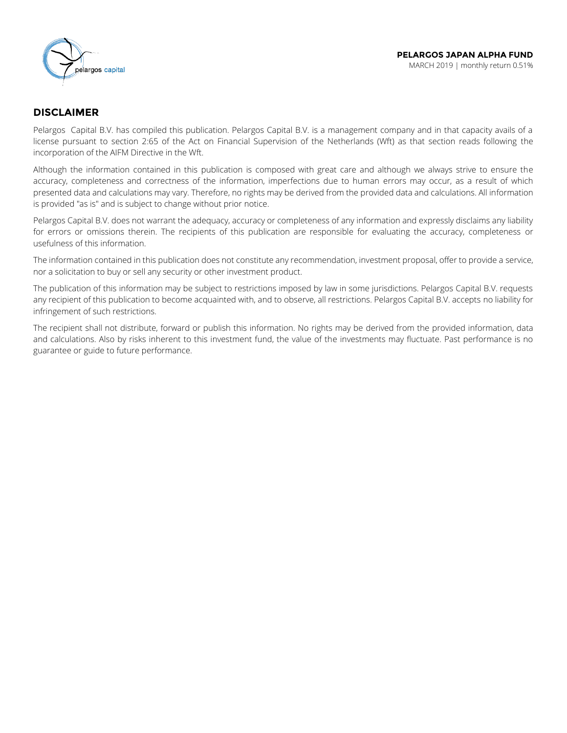## DISCLAIMER

Pelargos Capital B.V. has compiled this publication. Pelargos Capital B.V. is a management company and in that capacity avails of a license pursuant to section 2:65 of the Act on Financial Supervision of the Netherlands (Wft) as that section reads following the incorporation of the AIFM Directive in the Wft.

Although the information contained in this publication is composed with great care and although we always strive to ensure the accuracy, completeness and correctness of the information, imperfections due to human errors may occur, as a result of which presented data and calculations may vary. Therefore, no rights may be derived from the provided data and calculations. All information is provided "as is" and is subject to change without prior notice.

Pelargos Capital B.V. does not warrant the adequacy, accuracy or completeness of any information and expressly disclaims any liability for errors or omissions therein. The recipients of this publication are responsible for evaluating the accuracy, completeness or usefulness of this information.

The information contained in this publication does not constitute any recommendation, investment proposal, offer to provide a service, nor a solicitation to buy or sell any security or other investment product.

The publication of this information may be subject to restrictions imposed by law in some jurisdictions. Pelargos Capital B.V. requests any recipient of this publication to become acquainted with, and to observe, all restrictions. Pelargos Capital B.V. accepts no liability for infringement of such restrictions.

The recipient shall not distribute, forward or publish this information. No rights may be derived from the provided information, data and calculations. Also by risks inherent to this investment fund, the value of the investments may fluctuate. Past performance is no guarantee or guide to future performance.